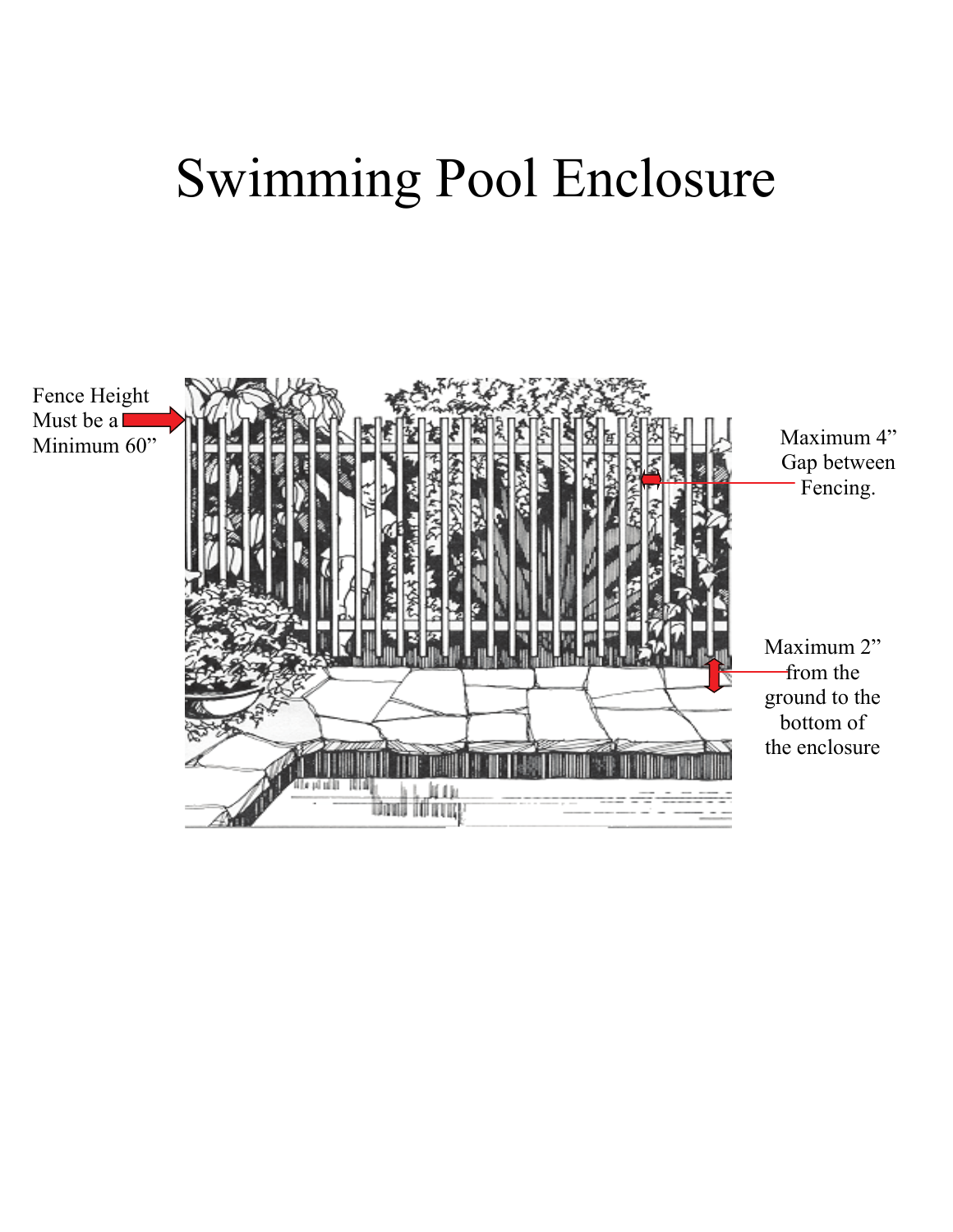# Swimming Pool Enclosure

Fence Height Must be a Minimum 60”

Maximum 4” Gap between Fencing.

Maximum 2” from the ground to the bottom of the enclosure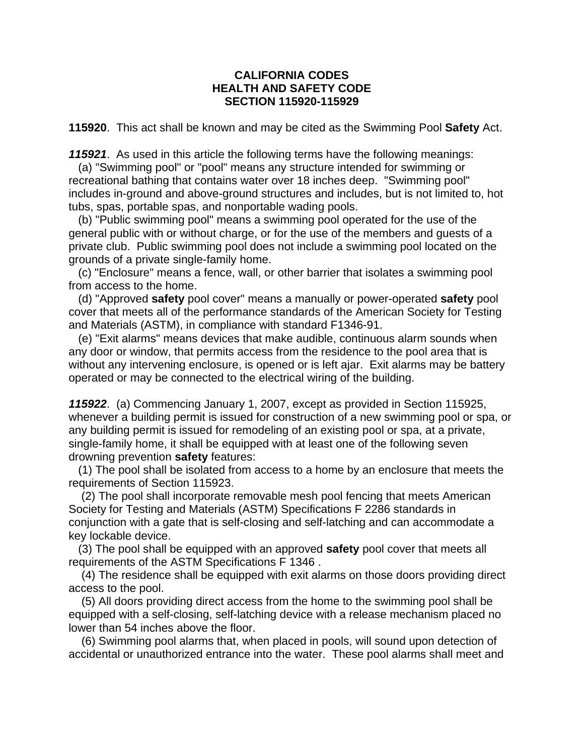**CALIFORNIA CODES**
**HEALTH AND SAFETY CODE**
**SECTION 115920-115929**

**115920**. This act shall be known and may be cited as the Swimming Pool **Safety** Act.

***115921***. As used in this article the following terms have the following meanings:

(a) "Swimming pool" or "pool" means any structure intended for swimming or recreational bathing that contains water over 18 inches deep. "Swimming pool" includes in-ground and above-ground structures and includes, but is not limited to, hot tubs, spas, portable spas, and nonportable wading pools.

(b) "Public swimming pool" means a swimming pool operated for the use of the general public with or without charge, or for the use of the members and guests of a private club. Public swimming pool does not include a swimming pool located on the grounds of a private single-family home.

(c) "Enclosure" means a fence, wall, or other barrier that isolates a swimming pool from access to the home.

(d) "Approved **safety** pool cover" means a manually or power-operated **safety** pool cover that meets all of the performance standards of the American Society for Testing and Materials (ASTM), in compliance with standard F1346-91.

(e) "Exit alarms" means devices that make audible, continuous alarm sounds when any door or window, that permits access from the residence to the pool area that is without any intervening enclosure, is opened or is left ajar. Exit alarms may be battery operated or may be connected to the electrical wiring of the building.

***115922***. (a) Commencing January 1, 2007, except as provided in Section 115925, whenever a building permit is issued for construction of a new swimming pool or spa, or any building permit is issued for remodeling of an existing pool or spa, at a private, single-family home, it shall be equipped with at least one of the following seven drowning prevention **safety** features:

(1) The pool shall be isolated from access to a home by an enclosure that meets the requirements of Section 115923.

(2) The pool shall incorporate removable mesh pool fencing that meets American Society for Testing and Materials (ASTM) Specifications F 2286 standards in conjunction with a gate that is self-closing and self-latching and can accommodate a key lockable device.

(3) The pool shall be equipped with an approved **safety** pool cover that meets all requirements of the ASTM Specifications F 1346 .

(4) The residence shall be equipped with exit alarms on those doors providing direct access to the pool.

(5) All doors providing direct access from the home to the swimming pool shall be equipped with a self-closing, self-latching device with a release mechanism placed no lower than 54 inches above the floor.

(6) Swimming pool alarms that, when placed in pools, will sound upon detection of accidental or unauthorized entrance into the water. These pool alarms shall meet and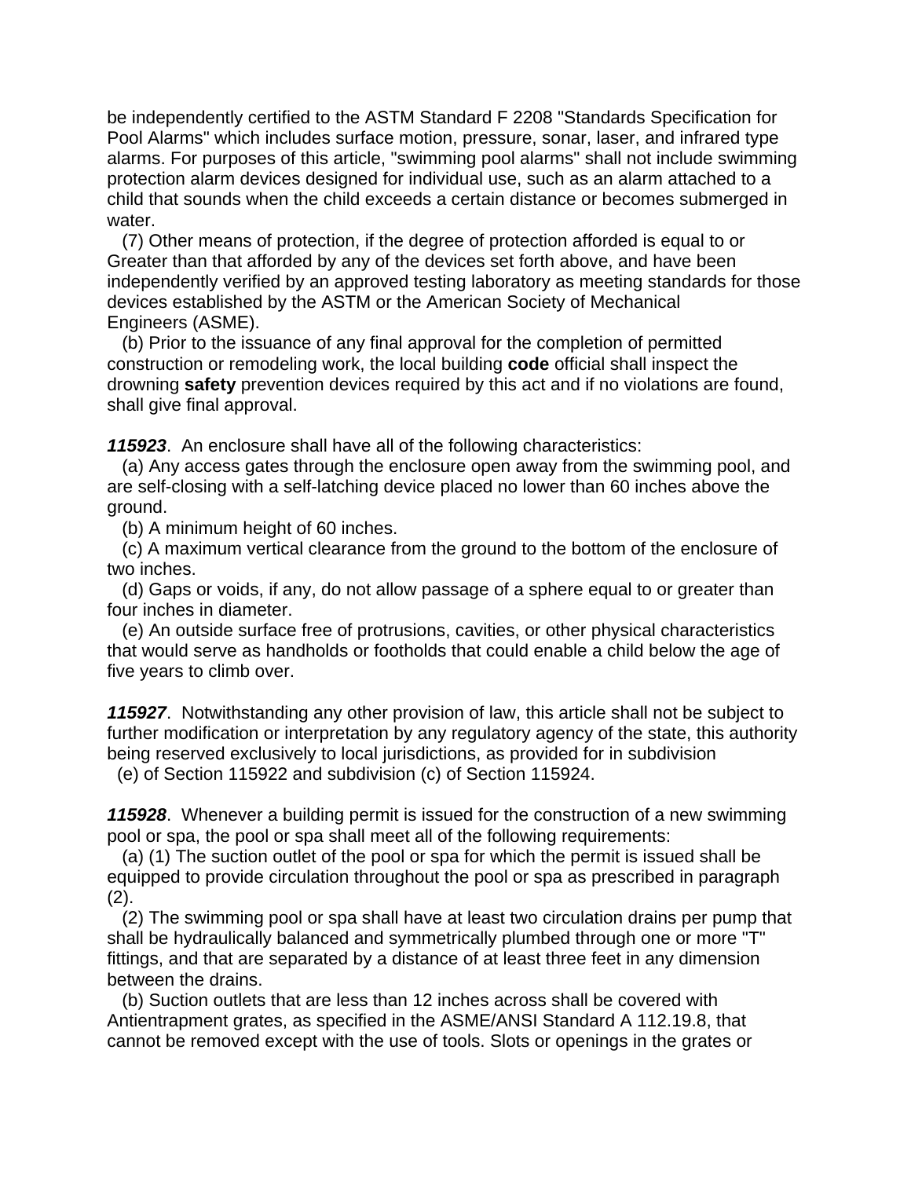be independently certified to the ASTM Standard F 2208 "Standards Specification for Pool Alarms" which includes surface motion, pressure, sonar, laser, and infrared type alarms. For purposes of this article, "swimming pool alarms" shall not include swimming protection alarm devices designed for individual use, such as an alarm attached to a child that sounds when the child exceeds a certain distance or becomes submerged in water.

(7) Other means of protection, if the degree of protection afforded is equal to or Greater than that afforded by any of the devices set forth above, and have been independently verified by an approved testing laboratory as meeting standards for those devices established by the ASTM or the American Society of Mechanical Engineers (ASME).

(b) Prior to the issuance of any final approval for the completion of permitted construction or remodeling work, the local building **code** official shall inspect the drowning **safety** prevention devices required by this act and if no violations are found, shall give final approval.

***115923***. An enclosure shall have all of the following characteristics:

(a) Any access gates through the enclosure open away from the swimming pool, and are self-closing with a self-latching device placed no lower than 60 inches above the ground.

(b) A minimum height of 60 inches.

(c) A maximum vertical clearance from the ground to the bottom of the enclosure of two inches.

(d) Gaps or voids, if any, do not allow passage of a sphere equal to or greater than four inches in diameter.

(e) An outside surface free of protrusions, cavities, or other physical characteristics that would serve as handholds or footholds that could enable a child below the age of five years to climb over.

***115927***. Notwithstanding any other provision of law, this article shall not be subject to further modification or interpretation by any regulatory agency of the state, this authority being reserved exclusively to local jurisdictions, as provided for in subdivision (e) of Section 115922 and subdivision (c) of Section 115924.

***115928***. Whenever a building permit is issued for the construction of a new swimming pool or spa, the pool or spa shall meet all of the following requirements:

(a) (1) The suction outlet of the pool or spa for which the permit is issued shall be equipped to provide circulation throughout the pool or spa as prescribed in paragraph (2).

(2) The swimming pool or spa shall have at least two circulation drains per pump that shall be hydraulically balanced and symmetrically plumbed through one or more "T" fittings, and that are separated by a distance of at least three feet in any dimension between the drains.

(b) Suction outlets that are less than 12 inches across shall be covered with Antientrapment grates, as specified in the ASME/ANSI Standard A 112.19.8, that cannot be removed except with the use of tools. Slots or openings in the grates or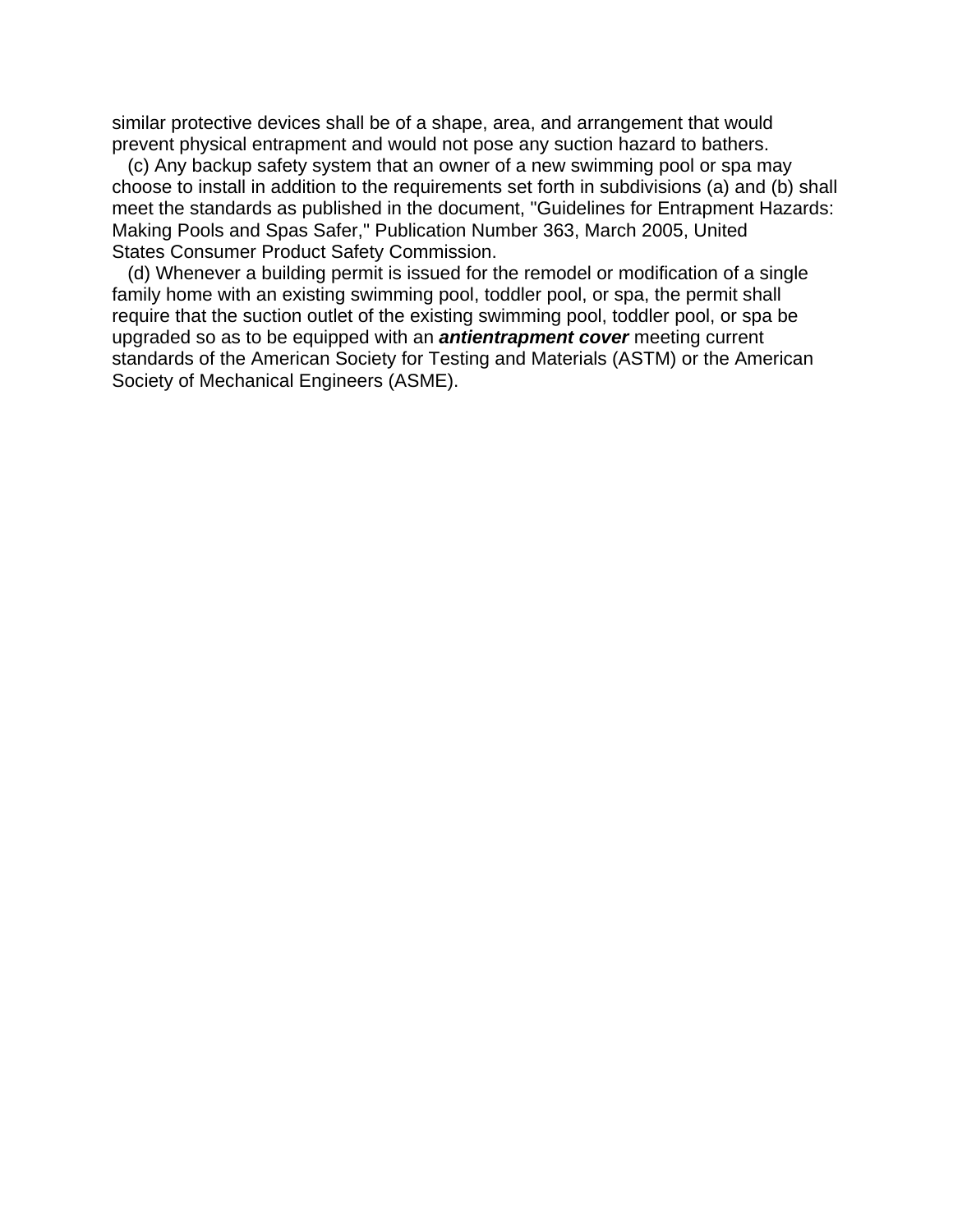similar protective devices shall be of a shape, area, and arrangement that would prevent physical entrapment and would not pose any suction hazard to bathers.

(c) Any backup safety system that an owner of a new swimming pool or spa may choose to install in addition to the requirements set forth in subdivisions (a) and (b) shall meet the standards as published in the document, "Guidelines for Entrapment Hazards: Making Pools and Spas Safer," Publication Number 363, March 2005, United States Consumer Product Safety Commission.

(d) Whenever a building permit is issued for the remodel or modification of a single family home with an existing swimming pool, toddler pool, or spa, the permit shall require that the suction outlet of the existing swimming pool, toddler pool, or spa be upgraded so as to be equipped with an ***antientrapment cover*** meeting current standards of the American Society for Testing and Materials (ASTM) or the American Society of Mechanical Engineers (ASME).